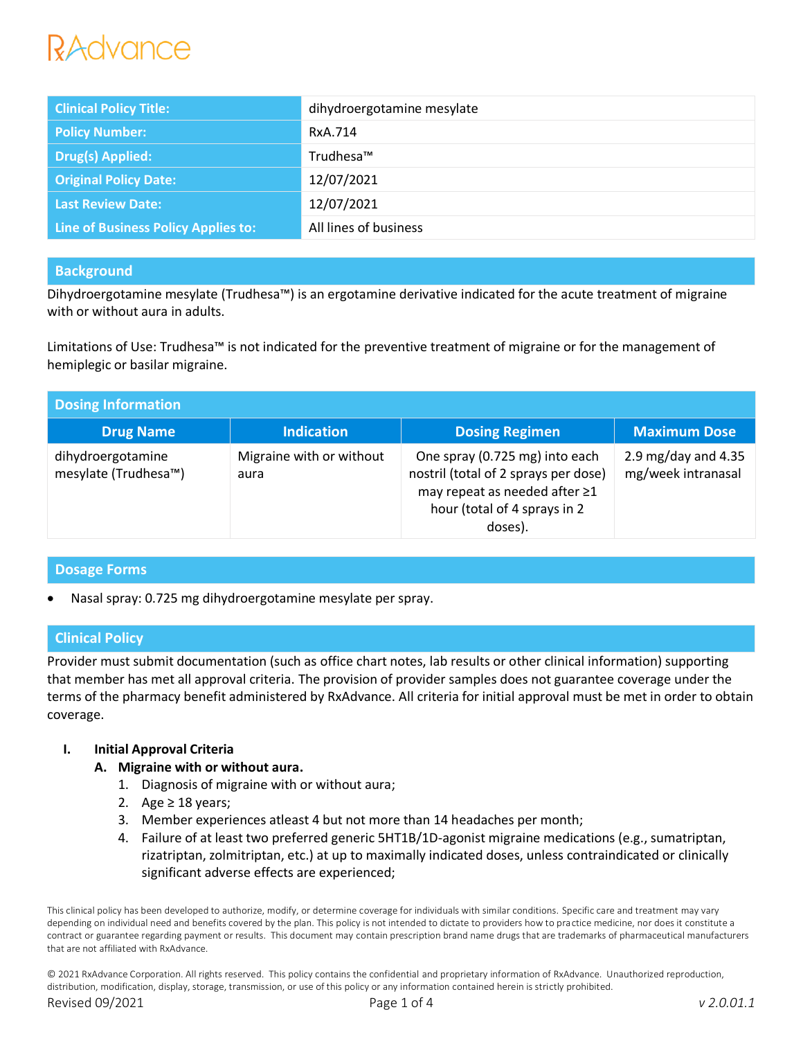RxAdvance

| Clinical Policy Title: | dihydroergotamine mesylate |
|---|---|
| Policy Number: | RxA.714 |
| Drug(s) Applied: | Trudhesa™ |
| Original Policy Date: | 12/07/2021 |
| Last Review Date: | 12/07/2021 |
| Line of Business Policy Applies to: | All lines of business |

## Background

Dihydroergotamine mesylate (Trudhesa™) is an ergotamine derivative indicated for the acute treatment of migraine with or without aura in adults.

Limitations of Use: Trudhesa™ is not indicated for the preventive treatment of migraine or for the management of hemiplegic or basilar migraine.

## Dosing Information

| Drug Name | Indication | Dosing Regimen | Maximum Dose |
|---|---|---|---|
| dihydroergotamine mesylate (Trudhesa™) | Migraine with or without aura | One spray (0.725 mg) into each nostril (total of 2 sprays per dose) may repeat as needed after ≥1 hour (total of 4 sprays in 2 doses). | 2.9 mg/day and 4.35 mg/week intranasal |

## Dosage Forms

- Nasal spray: 0.725 mg dihydroergotamine mesylate per spray.

## Clinical Policy

Provider must submit documentation (such as office chart notes, lab results or other clinical information) supporting that member has met all approval criteria. The provision of provider samples does not guarantee coverage under the terms of the pharmacy benefit administered by RxAdvance. All criteria for initial approval must be met in order to obtain coverage.

**I. Initial Approval Criteria**

**A. Migraine with or without aura.**

1. Diagnosis of migraine with or without aura;
2. Age ≥ 18 years;
3. Member experiences atleast 4 but not more than 14 headaches per month;
4. Failure of at least two preferred generic 5HT1B/1D-agonist migraine medications (e.g., sumatriptan, rizatriptan, zolmitriptan, etc.) at up to maximally indicated doses, unless contraindicated or clinically significant adverse effects are experienced;

This clinical policy has been developed to authorize, modify, or determine coverage for individuals with similar conditions. Specific care and treatment may vary depending on individual need and benefits covered by the plan. This policy is not intended to dictate to providers how to practice medicine, nor does it constitute a contract or guarantee regarding payment or results. This document may contain prescription brand name drugs that are trademarks of pharmaceutical manufacturers that are not affiliated with RxAdvance.

© 2021 RxAdvance Corporation. All rights reserved. This policy contains the confidential and proprietary information of RxAdvance. Unauthorized reproduction, distribution, modification, display, storage, transmission, or use of this policy or any information contained herein is strictly prohibited.

Revised 09/2021 v 2.0.01.1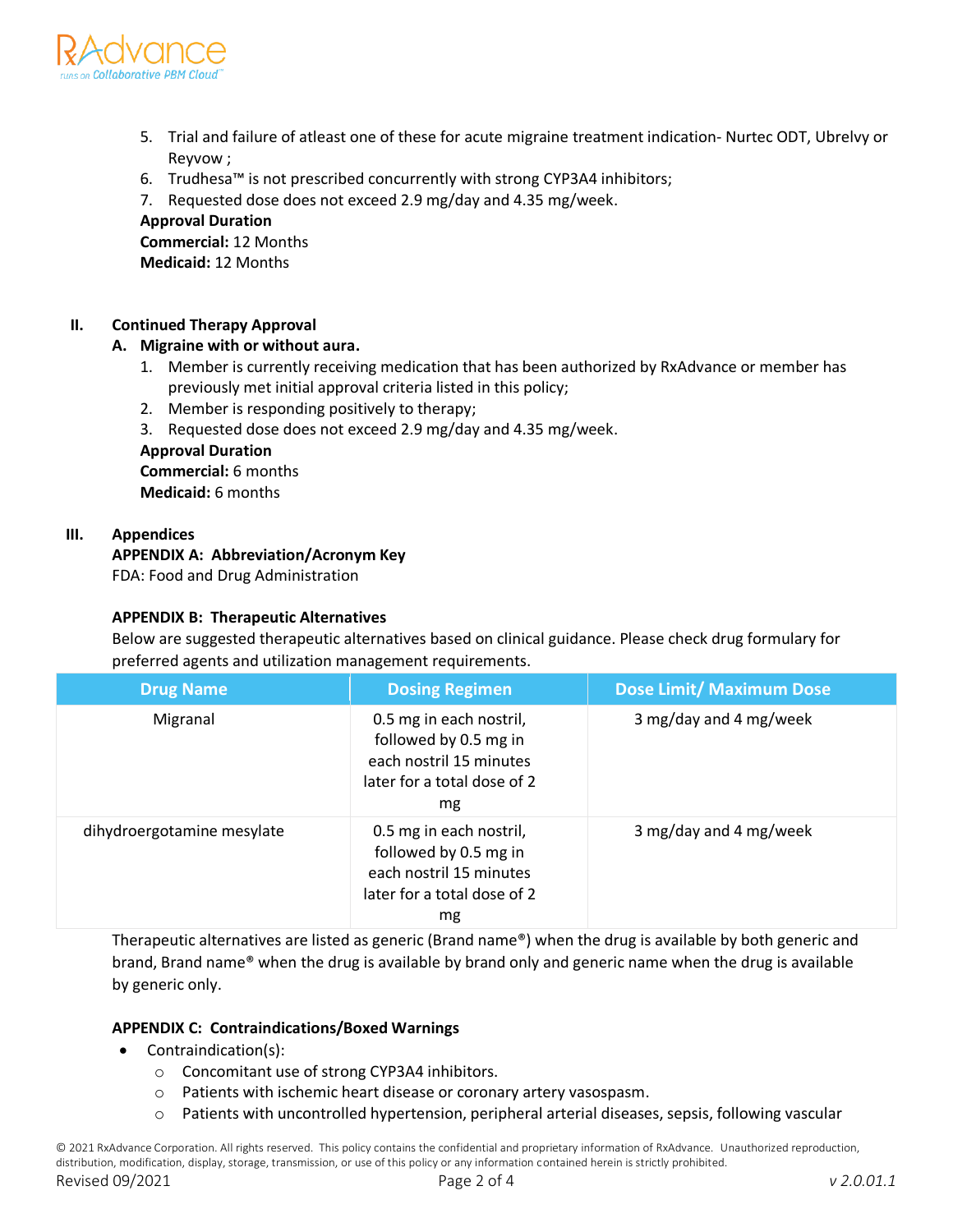5. Trial and failure of atleast one of these for acute migraine treatment indication- Nurtec ODT, Ubrelvy or Reyvow ;
6. Trudhesa™ is not prescribed concurrently with strong CYP3A4 inhibitors;
7. Requested dose does not exceed 2.9 mg/day and 4.35 mg/week.

**Approval Duration**
**Commercial:** 12 Months
**Medicaid:** 12 Months

## II. Continued Therapy Approval

### A. Migraine with or without aura.

1. Member is currently receiving medication that has been authorized by RxAdvance or member has previously met initial approval criteria listed in this policy;
2. Member is responding positively to therapy;
3. Requested dose does not exceed 2.9 mg/day and 4.35 mg/week.

**Approval Duration**
**Commercial:** 6 months
**Medicaid:** 6 months

## III. Appendices

### APPENDIX A: Abbreviation/Acronym Key

FDA: Food and Drug Administration

### APPENDIX B: Therapeutic Alternatives

Below are suggested therapeutic alternatives based on clinical guidance. Please check drug formulary for preferred agents and utilization management requirements.

| Drug Name | Dosing Regimen | Dose Limit/ Maximum Dose |
|---|---|---|
| Migranal | 0.5 mg in each nostril, followed by 0.5 mg in each nostril 15 minutes later for a total dose of 2 mg | 3 mg/day and 4 mg/week |
| dihydroergotamine mesylate | 0.5 mg in each nostril, followed by 0.5 mg in each nostril 15 minutes later for a total dose of 2 mg | 3 mg/day and 4 mg/week |

Therapeutic alternatives are listed as generic (Brand name®) when the drug is available by both generic and brand, Brand name® when the drug is available by brand only and generic name when the drug is available by generic only.

### APPENDIX C: Contraindications/Boxed Warnings

- Contraindication(s):
  - Concomitant use of strong CYP3A4 inhibitors.
  - Patients with ischemic heart disease or coronary artery vasospasm.
  - Patients with uncontrolled hypertension, peripheral arterial diseases, sepsis, following vascular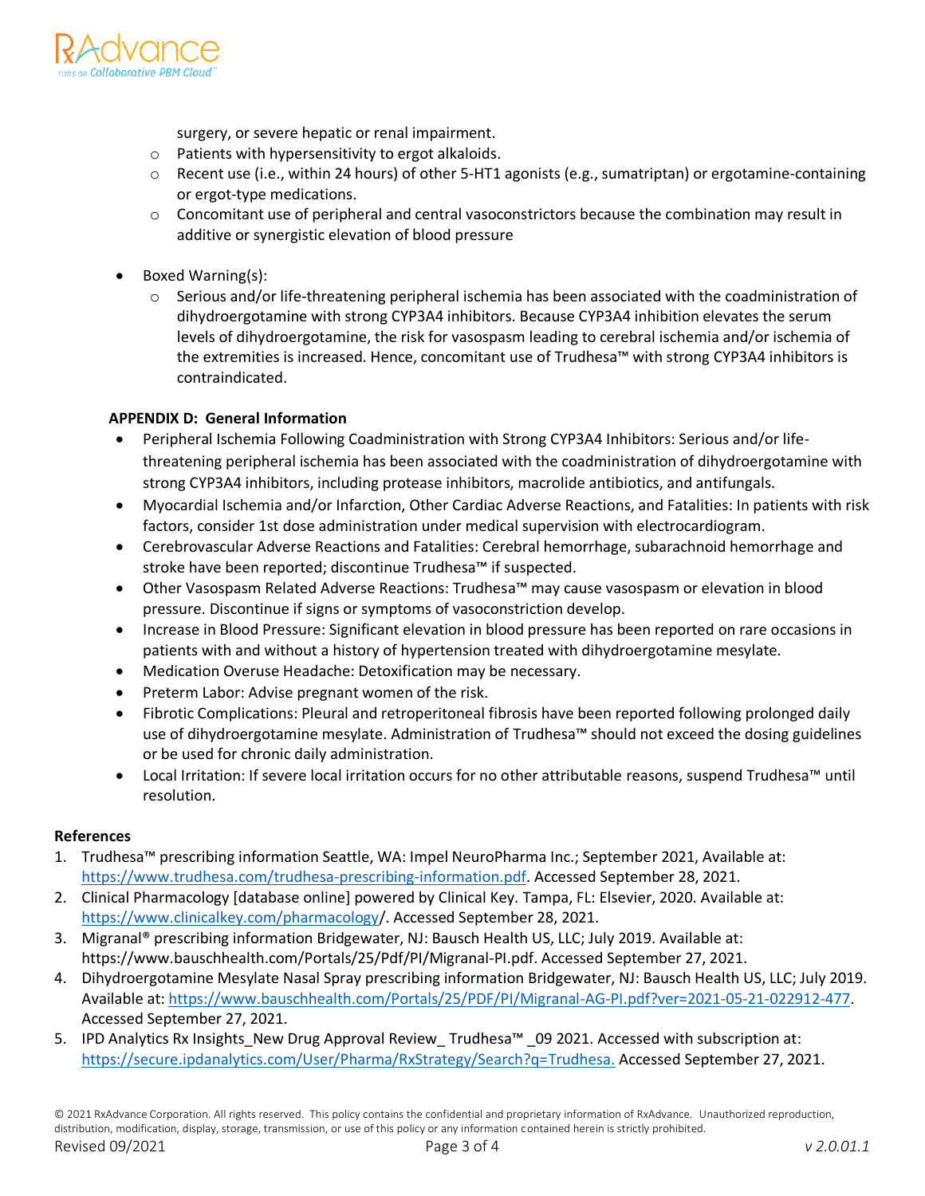surgery, or severe hepatic or renal impairment.
    - Patients with hypersensitivity to ergot alkaloids.
    - Recent use (i.e., within 24 hours) of other 5-HT1 agonists (e.g., sumatriptan) or ergotamine-containing or ergot-type medications.
    - Concomitant use of peripheral and central vasoconstrictors because the combination may result in additive or synergistic elevation of blood pressure

- Boxed Warning(s):
    - Serious and/or life-threatening peripheral ischemia has been associated with the coadministration of dihydroergotamine with strong CYP3A4 inhibitors. Because CYP3A4 inhibition elevates the serum levels of dihydroergotamine, the risk for vasospasm leading to cerebral ischemia and/or ischemia of the extremities is increased. Hence, concomitant use of Trudhesa™ with strong CYP3A4 inhibitors is contraindicated.

**APPENDIX D: General Information**

- Peripheral Ischemia Following Coadministration with Strong CYP3A4 Inhibitors: Serious and/or life-threatening peripheral ischemia has been associated with the coadministration of dihydroergotamine with strong CYP3A4 inhibitors, including protease inhibitors, macrolide antibiotics, and antifungals.
- Myocardial Ischemia and/or Infarction, Other Cardiac Adverse Reactions, and Fatalities: In patients with risk factors, consider 1st dose administration under medical supervision with electrocardiogram.
- Cerebrovascular Adverse Reactions and Fatalities: Cerebral hemorrhage, subarachnoid hemorrhage and stroke have been reported; discontinue Trudhesa™ if suspected.
- Other Vasospasm Related Adverse Reactions: Trudhesa™ may cause vasospasm or elevation in blood pressure. Discontinue if signs or symptoms of vasoconstriction develop.
- Increase in Blood Pressure: Significant elevation in blood pressure has been reported on rare occasions in patients with and without a history of hypertension treated with dihydroergotamine mesylate.
- Medication Overuse Headache: Detoxification may be necessary.
- Preterm Labor: Advise pregnant women of the risk.
- Fibrotic Complications: Pleural and retroperitoneal fibrosis have been reported following prolonged daily use of dihydroergotamine mesylate. Administration of Trudhesa™ should not exceed the dosing guidelines or be used for chronic daily administration.
- Local Irritation: If severe local irritation occurs for no other attributable reasons, suspend Trudhesa™ until resolution.

**References**

1. Trudhesa™ prescribing information Seattle, WA: Impel NeuroPharma Inc.; September 2021, Available at: https://www.trudhesa.com/trudhesa-prescribing-information.pdf. Accessed September 28, 2021.
2. Clinical Pharmacology [database online] powered by Clinical Key. Tampa, FL: Elsevier, 2020. Available at: https://www.clinicalkey.com/pharmacology/. Accessed September 28, 2021.
3. Migranal® prescribing information Bridgewater, NJ: Bausch Health US, LLC; July 2019. Available at: https://www.bauschhealth.com/Portals/25/Pdf/PI/Migranal-PI.pdf. Accessed September 27, 2021.
4. Dihydroergotamine Mesylate Nasal Spray prescribing information Bridgewater, NJ: Bausch Health US, LLC; July 2019. Available at: https://www.bauschhealth.com/Portals/25/PDF/PI/Migranal-AG-PI.pdf?ver=2021-05-21-022912-477. Accessed September 27, 2021.
5. IPD Analytics Rx Insights_New Drug Approval Review_ Trudhesa™ _09 2021. Accessed with subscription at: https://secure.ipdanalytics.com/User/Pharma/RxStrategy/Search?q=Trudhesa. Accessed September 27, 2021.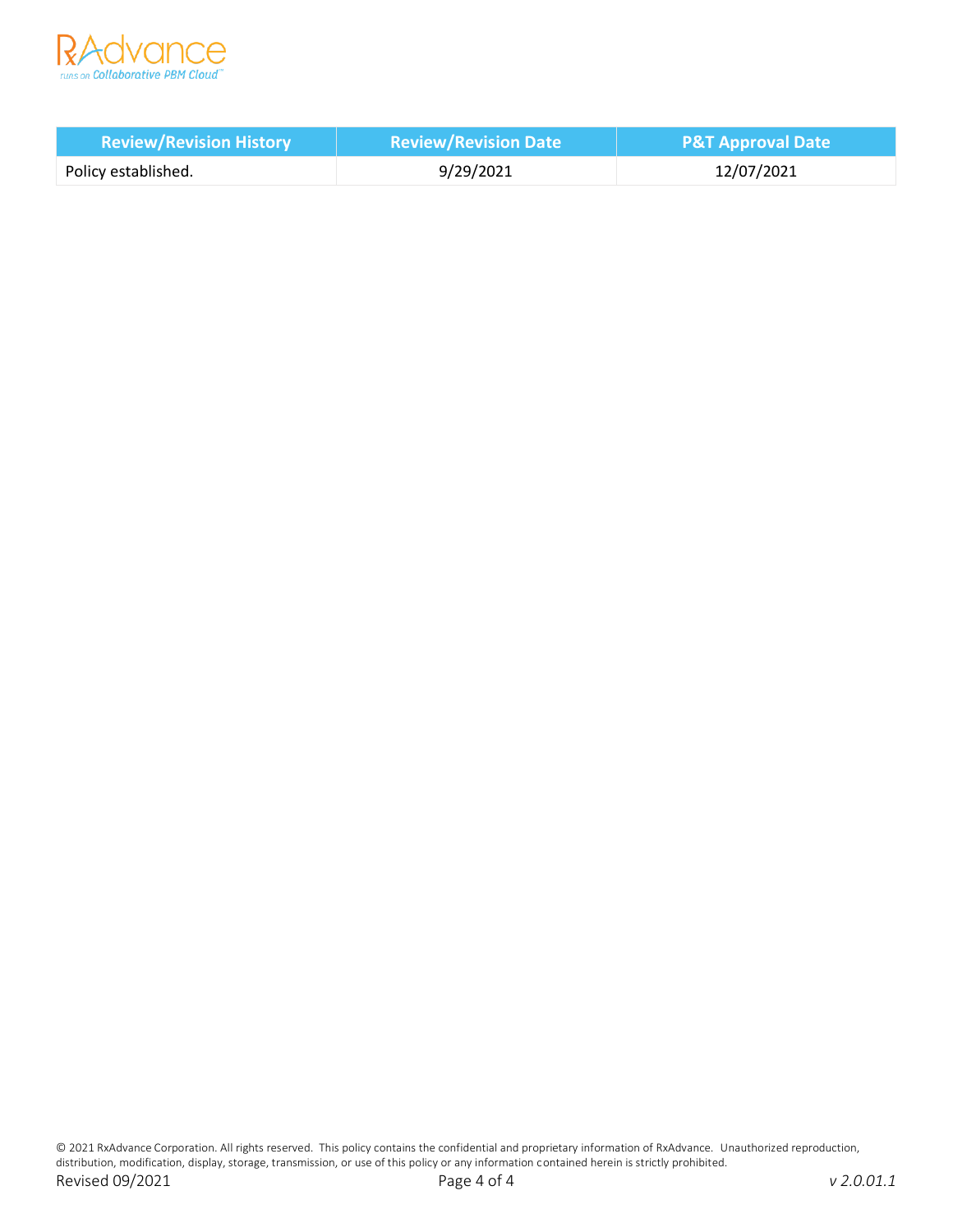| Review/Revision History | Review/Revision Date | P&T Approval Date |
|---|---|---|
| Policy established. | 9/29/2021 | 12/07/2021 |

© 2021 RxAdvance Corporation. All rights reserved. This policy contains the confidential and proprietary information of RxAdvance. Unauthorized reproduction, distribution, modification, display, storage, transmission, or use of this policy or any information contained herein is strictly prohibited.